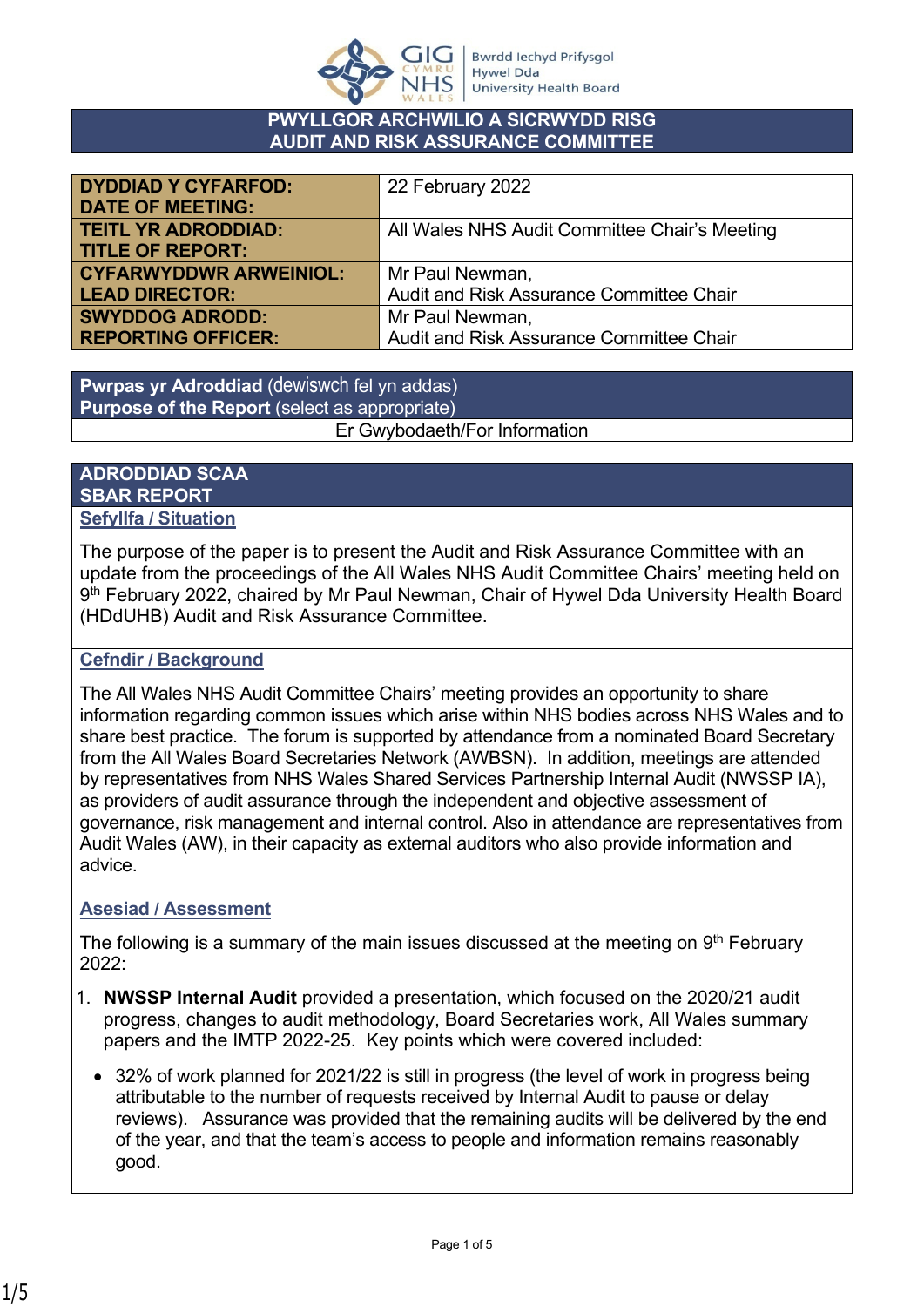# PWYLLGOR ARCHWILIO A SICRWYDD RISG
# AUDIT AND RISK ASSURANCE COMMITTEE

| | |
|---|---|
| **DYDDIAD Y CYFARFOD: DATE OF MEETING:** | 22 February 2022 |
| **TEITL YR ADRODDIAD: TITLE OF REPORT:** | All Wales NHS Audit Committee Chair's Meeting |
| **CYFARWYDDWR ARWEINIOL: LEAD DIRECTOR:** | Mr Paul Newman, Audit and Risk Assurance Committee Chair |
| **SWYDDOG ADRODD: REPORTING OFFICER:** | Mr Paul Newman, Audit and Risk Assurance Committee Chair |

**Pwrpas yr Adroddiad** (dewiswch fel yn addas)
**Purpose of the Report** (select as appropriate)

Er Gwybodaeth/For Information

## ADRODDIAD SCAA
## SBAR REPORT

### Sefyllfa / Situation

The purpose of the paper is to present the Audit and Risk Assurance Committee with an update from the proceedings of the All Wales NHS Audit Committee Chairs' meeting held on 9th February 2022, chaired by Mr Paul Newman, Chair of Hywel Dda University Health Board (HDdUHB) Audit and Risk Assurance Committee.

### Cefndir / Background

The All Wales NHS Audit Committee Chairs' meeting provides an opportunity to share information regarding common issues which arise within NHS bodies across NHS Wales and to share best practice. The forum is supported by attendance from a nominated Board Secretary from the All Wales Board Secretaries Network (AWBSN). In addition, meetings are attended by representatives from NHS Wales Shared Services Partnership Internal Audit (NWSSP IA), as providers of audit assurance through the independent and objective assessment of governance, risk management and internal control. Also in attendance are representatives from Audit Wales (AW), in their capacity as external auditors who also provide information and advice.

### Asesiad / Assessment

The following is a summary of the main issues discussed at the meeting on 9th February 2022:

1. **NWSSP Internal Audit** provided a presentation, which focused on the 2020/21 audit progress, changes to audit methodology, Board Secretaries work, All Wales summary papers and the IMTP 2022-25. Key points which were covered included:

   - 32% of work planned for 2021/22 is still in progress (the level of work in progress being attributable to the number of requests received by Internal Audit to pause or delay reviews). Assurance was provided that the remaining audits will be delivered by the end of the year, and that the team's access to people and information remains reasonably good.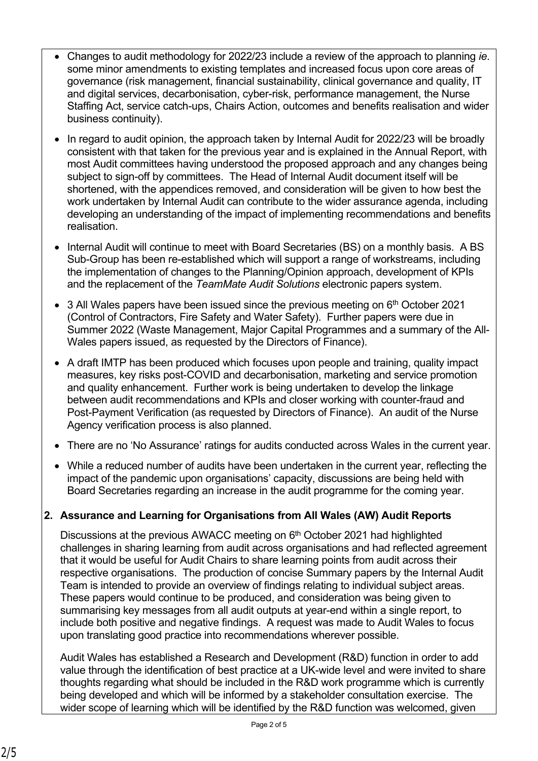- Changes to audit methodology for 2022/23 include a review of the approach to planning *ie*. some minor amendments to existing templates and increased focus upon core areas of governance (risk management, financial sustainability, clinical governance and quality, IT and digital services, decarbonisation, cyber-risk, performance management, the Nurse Staffing Act, service catch-ups, Chairs Action, outcomes and benefits realisation and wider business continuity).
- In regard to audit opinion, the approach taken by Internal Audit for 2022/23 will be broadly consistent with that taken for the previous year and is explained in the Annual Report, with most Audit committees having understood the proposed approach and any changes being subject to sign-off by committees. The Head of Internal Audit document itself will be shortened, with the appendices removed, and consideration will be given to how best the work undertaken by Internal Audit can contribute to the wider assurance agenda, including developing an understanding of the impact of implementing recommendations and benefits realisation.
- Internal Audit will continue to meet with Board Secretaries (BS) on a monthly basis. A BS Sub-Group has been re-established which will support a range of workstreams, including the implementation of changes to the Planning/Opinion approach, development of KPIs and the replacement of the *TeamMate Audit Solutions* electronic papers system.
- 3 All Wales papers have been issued since the previous meeting on 6th October 2021 (Control of Contractors, Fire Safety and Water Safety). Further papers were due in Summer 2022 (Waste Management, Major Capital Programmes and a summary of the All-Wales papers issued, as requested by the Directors of Finance).
- A draft IMTP has been produced which focuses upon people and training, quality impact measures, key risks post-COVID and decarbonisation, marketing and service promotion and quality enhancement. Further work is being undertaken to develop the linkage between audit recommendations and KPIs and closer working with counter-fraud and Post-Payment Verification (as requested by Directors of Finance). An audit of the Nurse Agency verification process is also planned.
- There are no 'No Assurance' ratings for audits conducted across Wales in the current year.
- While a reduced number of audits have been undertaken in the current year, reflecting the impact of the pandemic upon organisations' capacity, discussions are being held with Board Secretaries regarding an increase in the audit programme for the coming year.

## 2. Assurance and Learning for Organisations from All Wales (AW) Audit Reports

Discussions at the previous AWACC meeting on 6th October 2021 had highlighted challenges in sharing learning from audit across organisations and had reflected agreement that it would be useful for Audit Chairs to share learning points from audit across their respective organisations. The production of concise Summary papers by the Internal Audit Team is intended to provide an overview of findings relating to individual subject areas. These papers would continue to be produced, and consideration was being given to summarising key messages from all audit outputs at year-end within a single report, to include both positive and negative findings. A request was made to Audit Wales to focus upon translating good practice into recommendations wherever possible.

Audit Wales has established a Research and Development (R&D) function in order to add value through the identification of best practice at a UK-wide level and were invited to share thoughts regarding what should be included in the R&D work programme which is currently being developed and which will be informed by a stakeholder consultation exercise. The wider scope of learning which will be identified by the R&D function was welcomed, given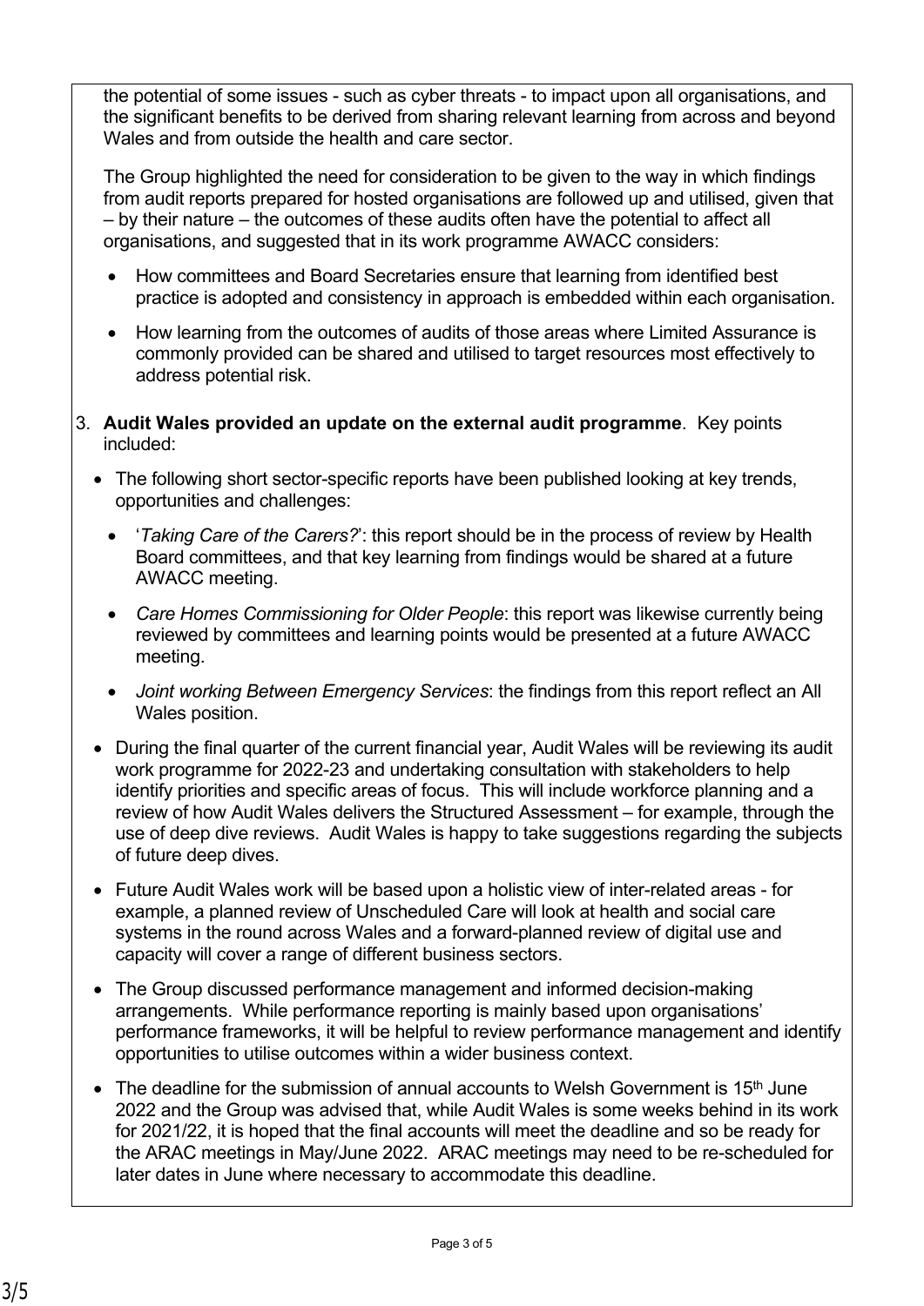the potential of some issues - such as cyber threats - to impact upon all organisations, and the significant benefits to be derived from sharing relevant learning from across and beyond Wales and from outside the health and care sector.

The Group highlighted the need for consideration to be given to the way in which findings from audit reports prepared for hosted organisations are followed up and utilised, given that – by their nature – the outcomes of these audits often have the potential to affect all organisations, and suggested that in its work programme AWACC considers:

- How committees and Board Secretaries ensure that learning from identified best practice is adopted and consistency in approach is embedded within each organisation.
- How learning from the outcomes of audits of those areas where Limited Assurance is commonly provided can be shared and utilised to target resources most effectively to address potential risk.

3. **Audit Wales provided an update on the external audit programme**. Key points included:

- The following short sector-specific reports have been published looking at key trends, opportunities and challenges:
  - '*Taking Care of the Carers?*': this report should be in the process of review by Health Board committees, and that key learning from findings would be shared at a future AWACC meeting.
  - *Care Homes Commissioning for Older People*: this report was likewise currently being reviewed by committees and learning points would be presented at a future AWACC meeting.
  - *Joint working Between Emergency Services*: the findings from this report reflect an All Wales position.
- During the final quarter of the current financial year, Audit Wales will be reviewing its audit work programme for 2022-23 and undertaking consultation with stakeholders to help identify priorities and specific areas of focus. This will include workforce planning and a review of how Audit Wales delivers the Structured Assessment – for example, through the use of deep dive reviews. Audit Wales is happy to take suggestions regarding the subjects of future deep dives.
- Future Audit Wales work will be based upon a holistic view of inter-related areas - for example, a planned review of Unscheduled Care will look at health and social care systems in the round across Wales and a forward-planned review of digital use and capacity will cover a range of different business sectors.
- The Group discussed performance management and informed decision-making arrangements. While performance reporting is mainly based upon organisations' performance frameworks, it will be helpful to review performance management and identify opportunities to utilise outcomes within a wider business context.
- The deadline for the submission of annual accounts to Welsh Government is 15th June 2022 and the Group was advised that, while Audit Wales is some weeks behind in its work for 2021/22, it is hoped that the final accounts will meet the deadline and so be ready for the ARAC meetings in May/June 2022. ARAC meetings may need to be re-scheduled for later dates in June where necessary to accommodate this deadline.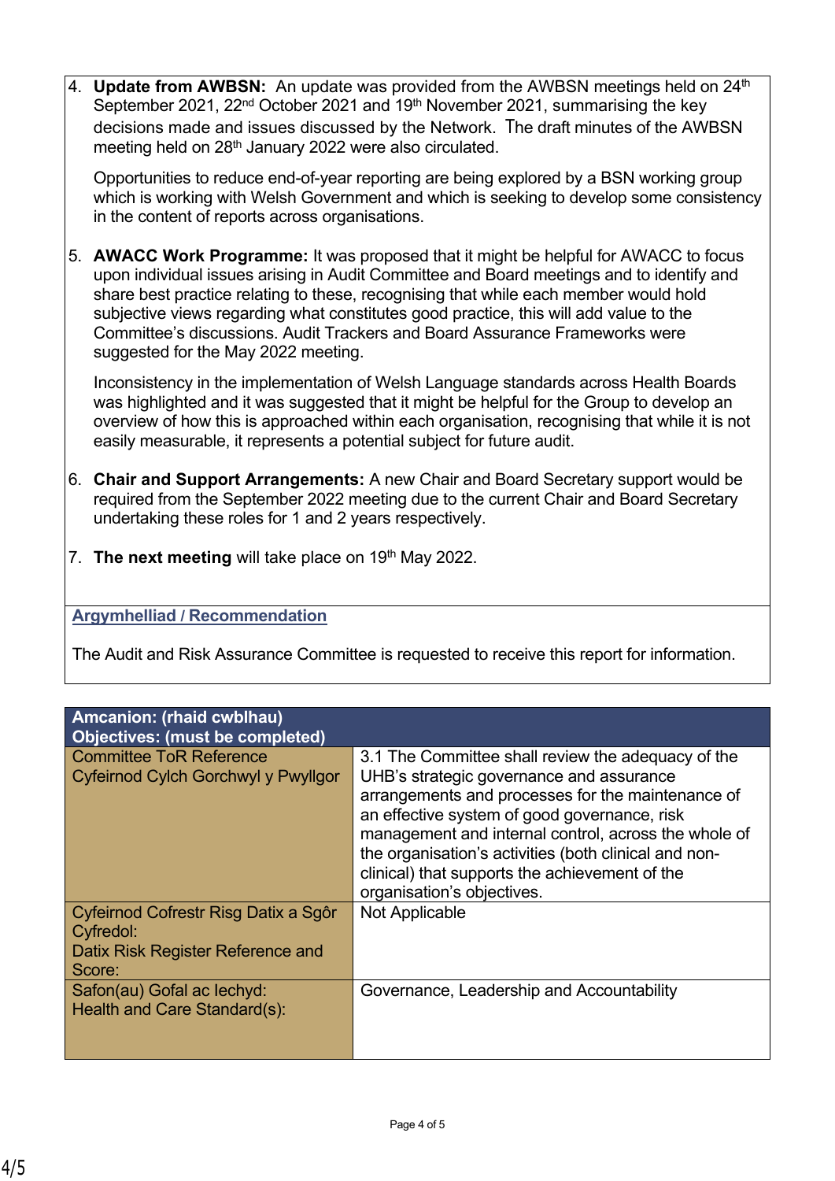4. **Update from AWBSN:** An update was provided from the AWBSN meetings held on 24th September 2021, 22nd October 2021 and 19th November 2021, summarising the key decisions made and issues discussed by the Network. The draft minutes of the AWBSN meeting held on 28th January 2022 were also circulated.

   Opportunities to reduce end-of-year reporting are being explored by a BSN working group which is working with Welsh Government and which is seeking to develop some consistency in the content of reports across organisations.

5. **AWACC Work Programme:** It was proposed that it might be helpful for AWACC to focus upon individual issues arising in Audit Committee and Board meetings and to identify and share best practice relating to these, recognising that while each member would hold subjective views regarding what constitutes good practice, this will add value to the Committee's discussions. Audit Trackers and Board Assurance Frameworks were suggested for the May 2022 meeting.

   Inconsistency in the implementation of Welsh Language standards across Health Boards was highlighted and it was suggested that it might be helpful for the Group to develop an overview of how this is approached within each organisation, recognising that while it is not easily measurable, it represents a potential subject for future audit.

6. **Chair and Support Arrangements:** A new Chair and Board Secretary support would be required from the September 2022 meeting due to the current Chair and Board Secretary undertaking these roles for 1 and 2 years respectively.

7. **The next meeting** will take place on 19th May 2022.

## Argymhelliad / Recommendation

The Audit and Risk Assurance Committee is requested to receive this report for information.

| Amcanion: (rhaid cwblhau) Objectives: (must be completed) | |
|---|---|
| Committee ToR Reference Cyfeirnod Cylch Gorchwyl y Pwyllgor | 3.1 The Committee shall review the adequacy of the UHB's strategic governance and assurance arrangements and processes for the maintenance of an effective system of good governance, risk management and internal control, across the whole of the organisation's activities (both clinical and non-clinical) that supports the achievement of the organisation's objectives. |
| Cyfeirnod Cofrestr Risg Datix a Sgôr Cyfredol: Datix Risk Register Reference and Score: | Not Applicable |
| Safon(au) Gofal ac Iechyd: Health and Care Standard(s): | Governance, Leadership and Accountability |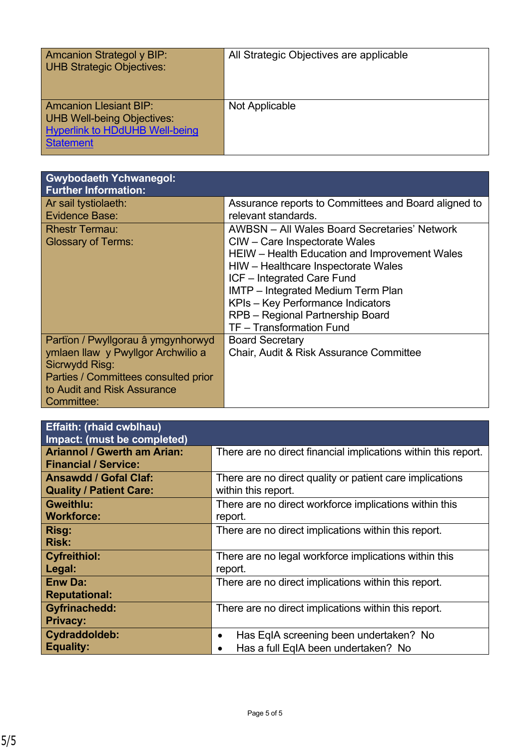| | |
|---|---|
| Amcanion Strategol y BIP:<br>UHB Strategic Objectives: | All Strategic Objectives are applicable |
| Amcanion Llesiant BIP:<br>UHB Well-being Objectives:<br>Hyperlink to HDdUHB Well-being Statement | Not Applicable |

| **Gwybodaeth Ychwanegol:**<br>**Further Information:** | |
|---|---|
| Ar sail tystiolaeth:<br>Evidence Base: | Assurance reports to Committees and Board aligned to relevant standards. |
| Rhestr Termau:<br>Glossary of Terms: | AWBSN – All Wales Board Secretaries' Network<br>CIW – Care Inspectorate Wales<br>HEIW – Health Education and Improvement Wales<br>HIW – Healthcare Inspectorate Wales<br>ICF – Integrated Care Fund<br>IMTP – Integrated Medium Term Plan<br>KPIs – Key Performance Indicators<br>RPB – Regional Partnership Board<br>TF – Transformation Fund |
| Partïon / Pwyllgorau â ymgynhorwyd ymlaen llaw y Pwyllgor Archwilio a Sicrwydd Risg:<br>Parties / Committees consulted prior to Audit and Risk Assurance Committee: | Board Secretary<br>Chair, Audit & Risk Assurance Committee |

| **Effaith: (rhaid cwblhau)**<br>**Impact: (must be completed)** | |
|---|---|
| **Ariannol / Gwerth am Arian:**<br>**Financial / Service:** | There are no direct financial implications within this report. |
| **Ansawdd / Gofal Claf:**<br>**Quality / Patient Care:** | There are no direct quality or patient care implications within this report. |
| **Gweithlu:**<br>**Workforce:** | There are no direct workforce implications within this report. |
| **Risg:**<br>**Risk:** | There are no direct implications within this report. |
| **Cyfreithiol:**<br>**Legal:** | There are no legal workforce implications within this report. |
| **Enw Da:**<br>**Reputational:** | There are no direct implications within this report. |
| **Gyfrinachedd:**<br>**Privacy:** | There are no direct implications within this report. |
| **Cydraddoldeb:**<br>**Equality:** | • Has EqIA screening been undertaken? No<br>• Has a full EqIA been undertaken? No |